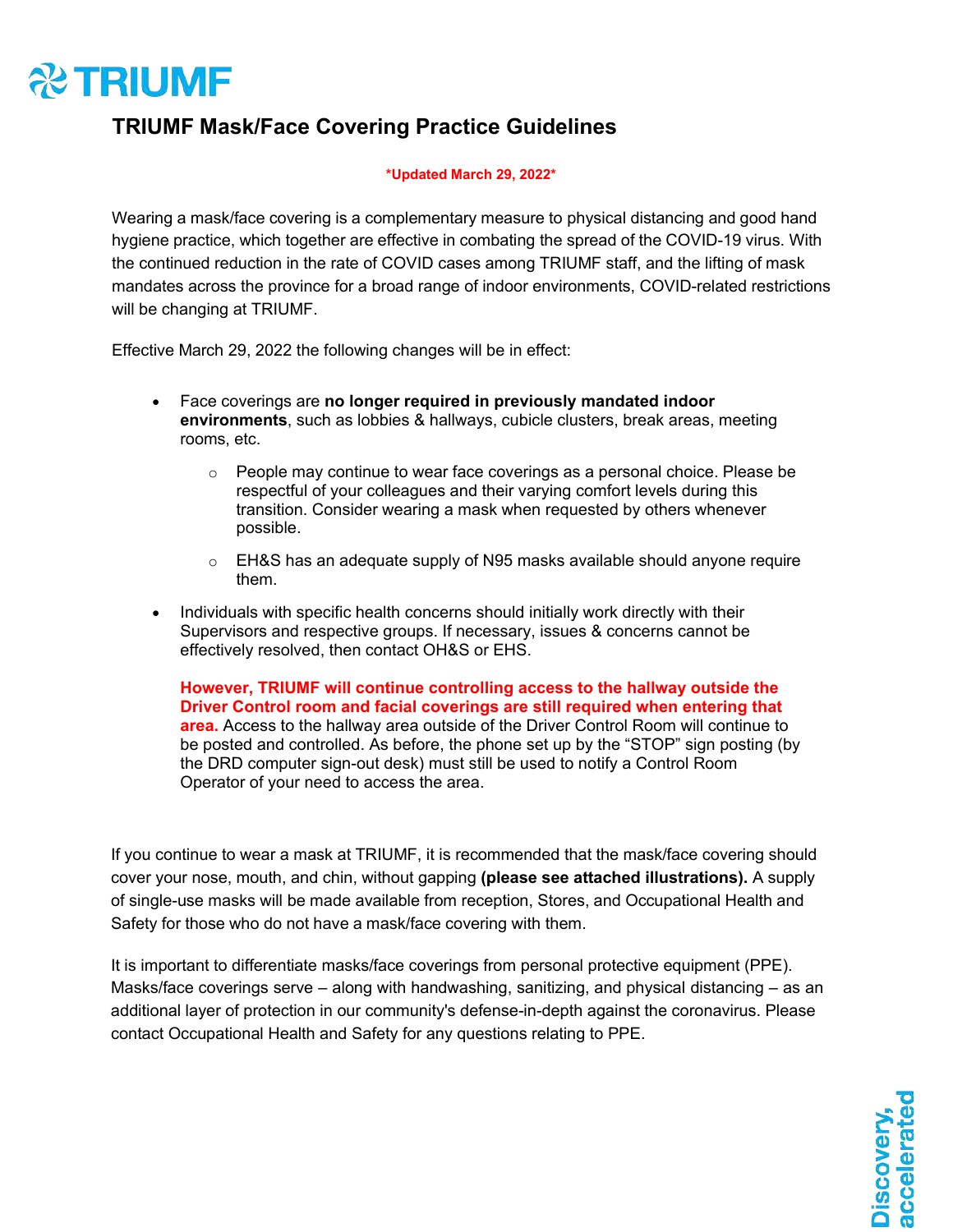# TRIUMF

## TRIUMF Mask/Face Covering Practice Guidelines

***Updated March 29, 2022***

Wearing a mask/face covering is a complementary measure to physical distancing and good hand hygiene practice, which together are effective in combating the spread of the COVID-19 virus. With the continued reduction in the rate of COVID cases among TRIUMF staff, and the lifting of mask mandates across the province for a broad range of indoor environments, COVID-related restrictions will be changing at TRIUMF.

Effective March 29, 2022 the following changes will be in effect:

- Face coverings are **no longer required in previously mandated indoor environments**, such as lobbies & hallways, cubicle clusters, break areas, meeting rooms, etc.
  - People may continue to wear face coverings as a personal choice. Please be respectful of your colleagues and their varying comfort levels during this transition. Consider wearing a mask when requested by others whenever possible.
  - EH&S has an adequate supply of N95 masks available should anyone require them.
- Individuals with specific health concerns should initially work directly with their Supervisors and respective groups. If necessary, issues & concerns cannot be effectively resolved, then contact OH&S or EHS.

  **However, TRIUMF will continue controlling access to the hallway outside the Driver Control room and facial coverings are still required when entering that area.** Access to the hallway area outside of the Driver Control Room will continue to be posted and controlled. As before, the phone set up by the "STOP" sign posting (by the DRD computer sign-out desk) must still be used to notify a Control Room Operator of your need to access the area.

If you continue to wear a mask at TRIUMF, it is recommended that the mask/face covering should cover your nose, mouth, and chin, without gapping **(please see attached illustrations).** A supply of single-use masks will be made available from reception, Stores, and Occupational Health and Safety for those who do not have a mask/face covering with them.

It is important to differentiate masks/face coverings from personal protective equipment (PPE). Masks/face coverings serve – along with handwashing, sanitizing, and physical distancing – as an additional layer of protection in our community's defense-in-depth against the coronavirus. Please contact Occupational Health and Safety for any questions relating to PPE.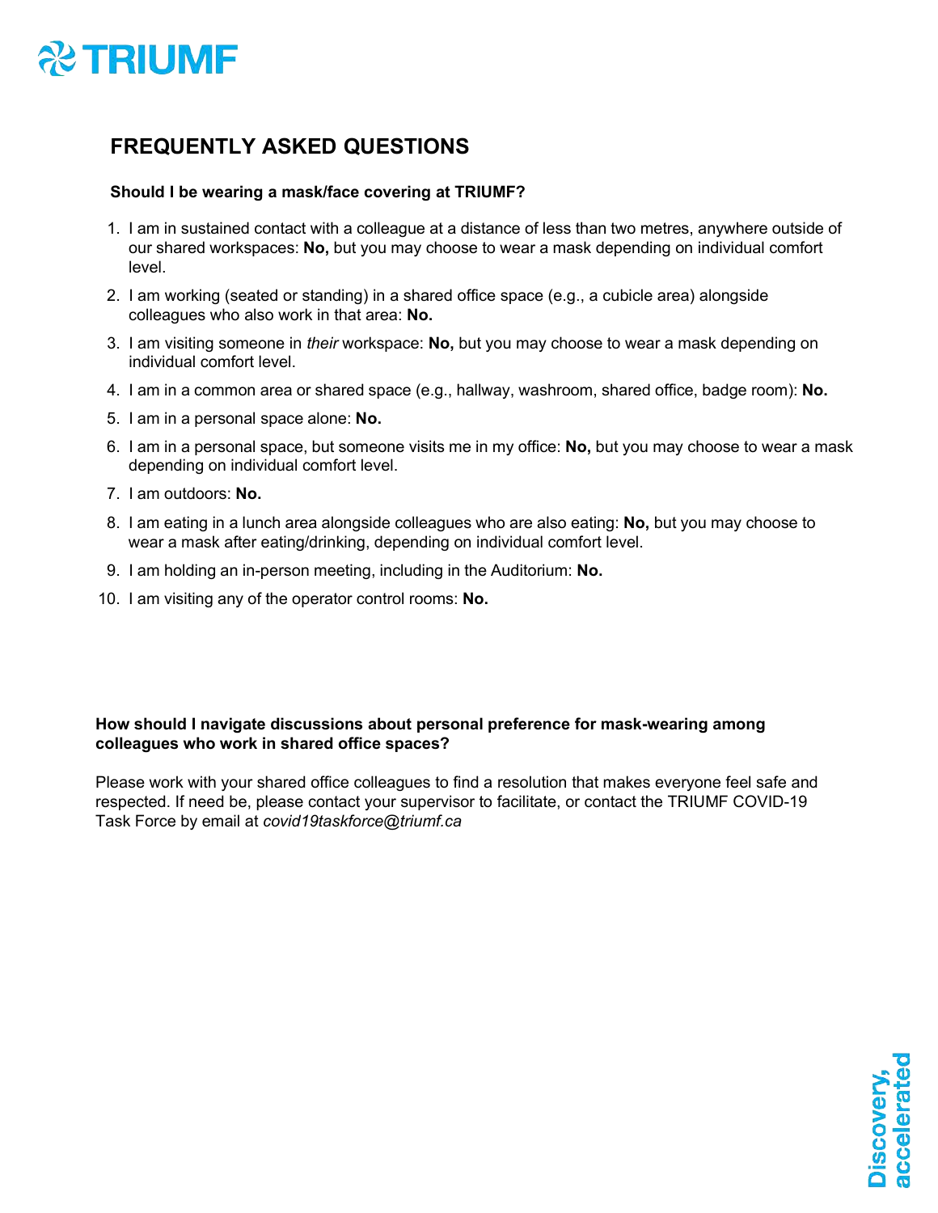## FREQUENTLY ASKED QUESTIONS

**Should I be wearing a mask/face covering at TRIUMF?**

1. I am in sustained contact with a colleague at a distance of less than two metres, anywhere outside of our shared workspaces: **No,** but you may choose to wear a mask depending on individual comfort level.
2. I am working (seated or standing) in a shared office space (e.g., a cubicle area) alongside colleagues who also work in that area: **No.**
3. I am visiting someone in *their* workspace: **No,** but you may choose to wear a mask depending on individual comfort level.
4. I am in a common area or shared space (e.g., hallway, washroom, shared office, badge room): **No.**
5. I am in a personal space alone: **No.**
6. I am in a personal space, but someone visits me in my office: **No,** but you may choose to wear a mask depending on individual comfort level.
7. I am outdoors: **No.**
8. I am eating in a lunch area alongside colleagues who are also eating: **No,** but you may choose to wear a mask after eating/drinking, depending on individual comfort level.
9. I am holding an in-person meeting, including in the Auditorium: **No.**
10. I am visiting any of the operator control rooms: **No.**

**How should I navigate discussions about personal preference for mask-wearing among colleagues who work in shared office spaces?**

Please work with your shared office colleagues to find a resolution that makes everyone feel safe and respected. If need be, please contact your supervisor to facilitate, or contact the TRIUMF COVID-19 Task Force by email at *covid19taskforce@triumf.ca*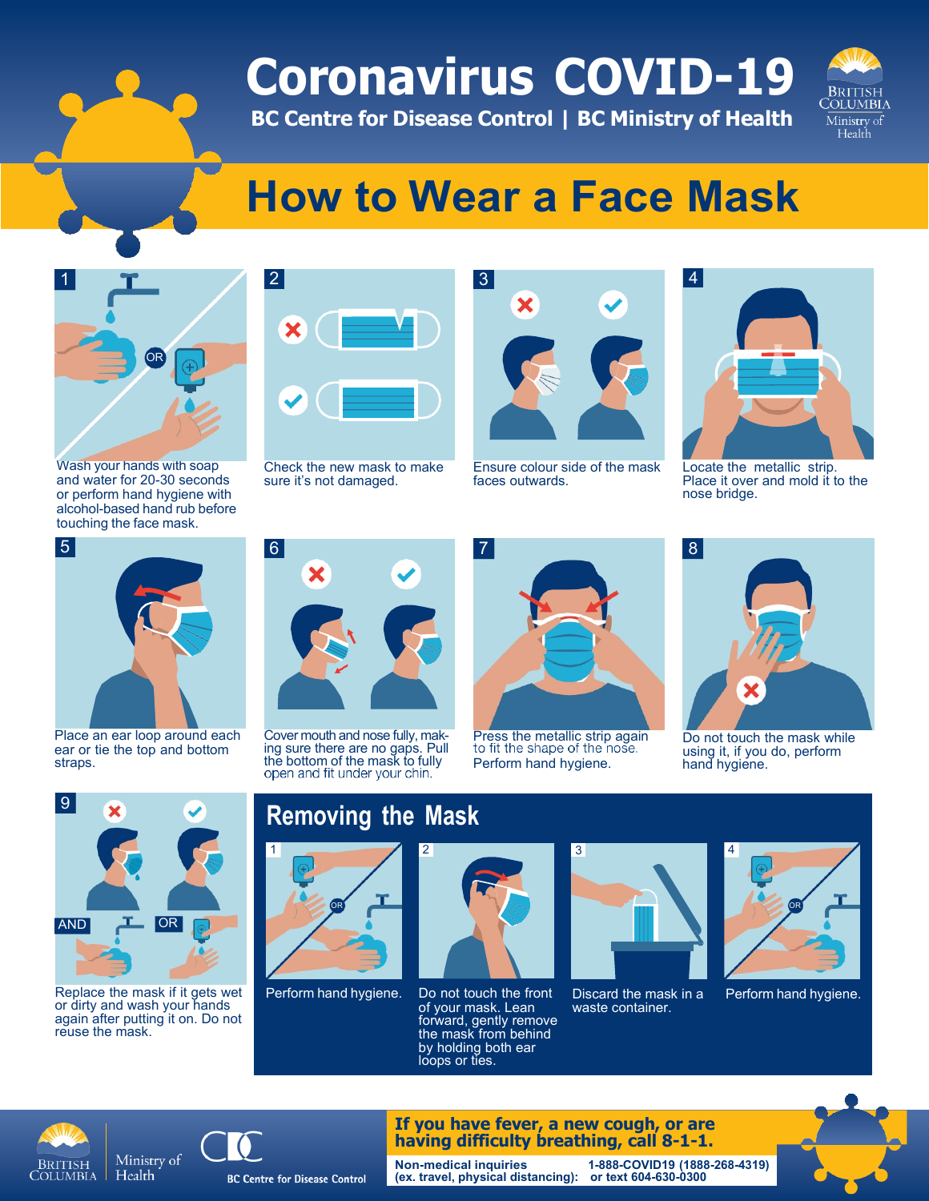# Coronavirus COVID-19

**BC Centre for Disease Control | BC Ministry of Health**

British Columbia Ministry of Health

## How to Wear a Face Mask

1. Wash your hands with soap and water for 20-30 seconds or perform hand hygiene with alcohol-based hand rub before touching the face mask.
2. Check the new mask to make sure it's not damaged.
3. Ensure colour side of the mask faces outwards.
4. Locate the metallic strip. Place it over and mold it to the nose bridge.
5. Place an ear loop around each ear or tie the top and bottom straps.
6. Cover mouth and nose fully, making sure there are no gaps. Pull the bottom of the mask to fully open and fit under your chin.
7. Press the metallic strip again to fit the shape of the nose. Perform hand hygiene.
8. Do not touch the mask while using it, if you do, perform hand hygiene.
9. Replace the mask if it gets wet or dirty and wash your hands again after putting it on. Do not reuse the mask.

## Removing the Mask

1. Perform hand hygiene.
2. Do not touch the front of your mask. Lean forward, gently remove the mask from behind by holding both ear loops or ties.
3. Discard the mask in a waste container.
4. Perform hand hygiene.

**If you have fever, a new cough, or are having difficulty breathing, call 8-1-1.**

| Non-medical inquiries (ex. travel, physical distancing): | 1-888-COVID19 (1888-268-4319) or text 604-630-0300 |
|---|---|

British Columbia Ministry of Health | BC Centre for Disease Control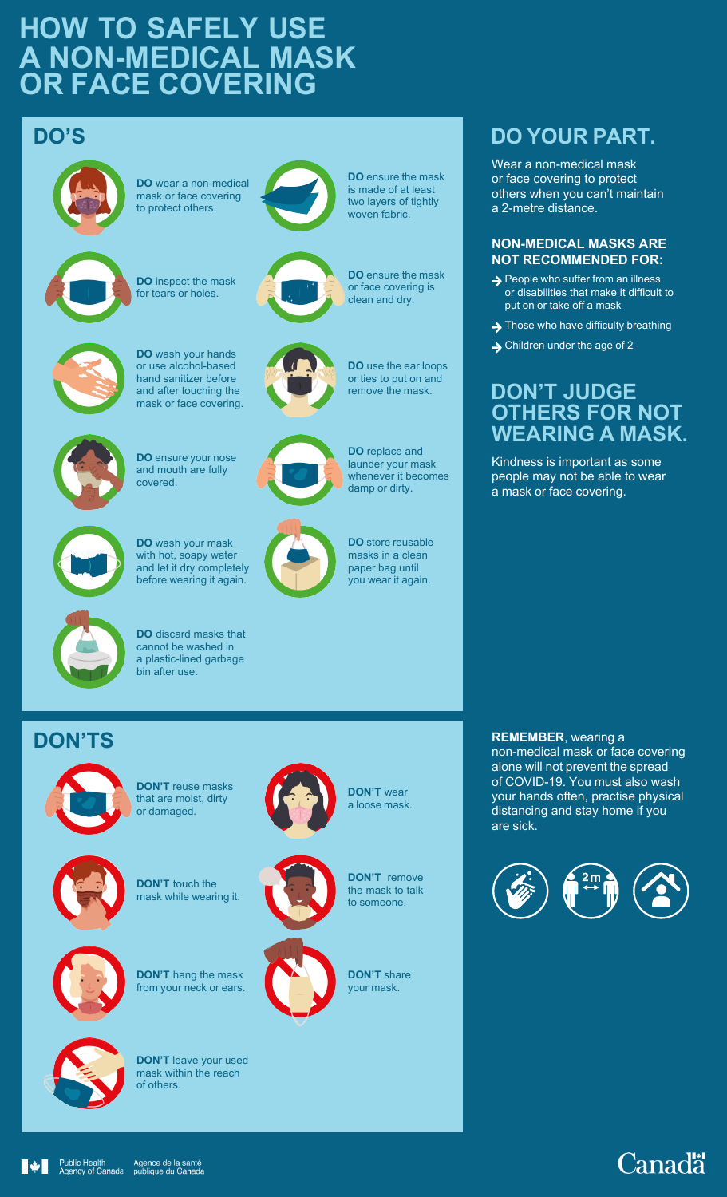# HOW TO SAFELY USE A NON-MEDICAL MASK OR FACE COVERING

## DO'S

- **DO** wear a non-medical mask or face covering to protect others.
- **DO** ensure the mask is made of at least two layers of tightly woven fabric.
- **DO** inspect the mask for tears or holes.
- **DO** ensure the mask or face covering is clean and dry.
- **DO** wash your hands or use alcohol-based hand sanitizer before and after touching the mask or face covering.
- **DO** use the ear loops or ties to put on and remove the mask.
- **DO** ensure your nose and mouth are fully covered.
- **DO** replace and launder your mask whenever it becomes damp or dirty.
- **DO** wash your mask with hot, soapy water and let it dry completely before wearing it again.
- **DO** store reusable masks in a clean paper bag until you wear it again.
- **DO** discard masks that cannot be washed in a plastic-lined garbage bin after use.

## DO YOUR PART.

Wear a non-medical mask or face covering to protect others when you can't maintain a 2-metre distance.

### NON-MEDICAL MASKS ARE NOT RECOMMENDED FOR:

- People who suffer from an illness or disabilities that make it difficult to put on or take off a mask
- Those who have difficulty breathing
- Children under the age of 2

## DON'T JUDGE OTHERS FOR NOT WEARING A MASK.

Kindness is important as some people may not be able to wear a mask or face covering.

## DON'TS

- **DON'T** reuse masks that are moist, dirty or damaged.
- **DON'T** wear a loose mask.
- **DON'T** touch the mask while wearing it.
- **DON'T** remove the mask to talk to someone.
- **DON'T** hang the mask from your neck or ears.
- **DON'T** share your mask.
- **DON'T** leave your used mask within the reach of others.

**REMEMBER**, wearing a non-medical mask or face covering alone will not prevent the spread of COVID-19. You must also wash your hands often, practise physical distancing and stay home if you are sick.

2m

Public Health Agency of Canada / Agence de la santé publique du Canada

Canada